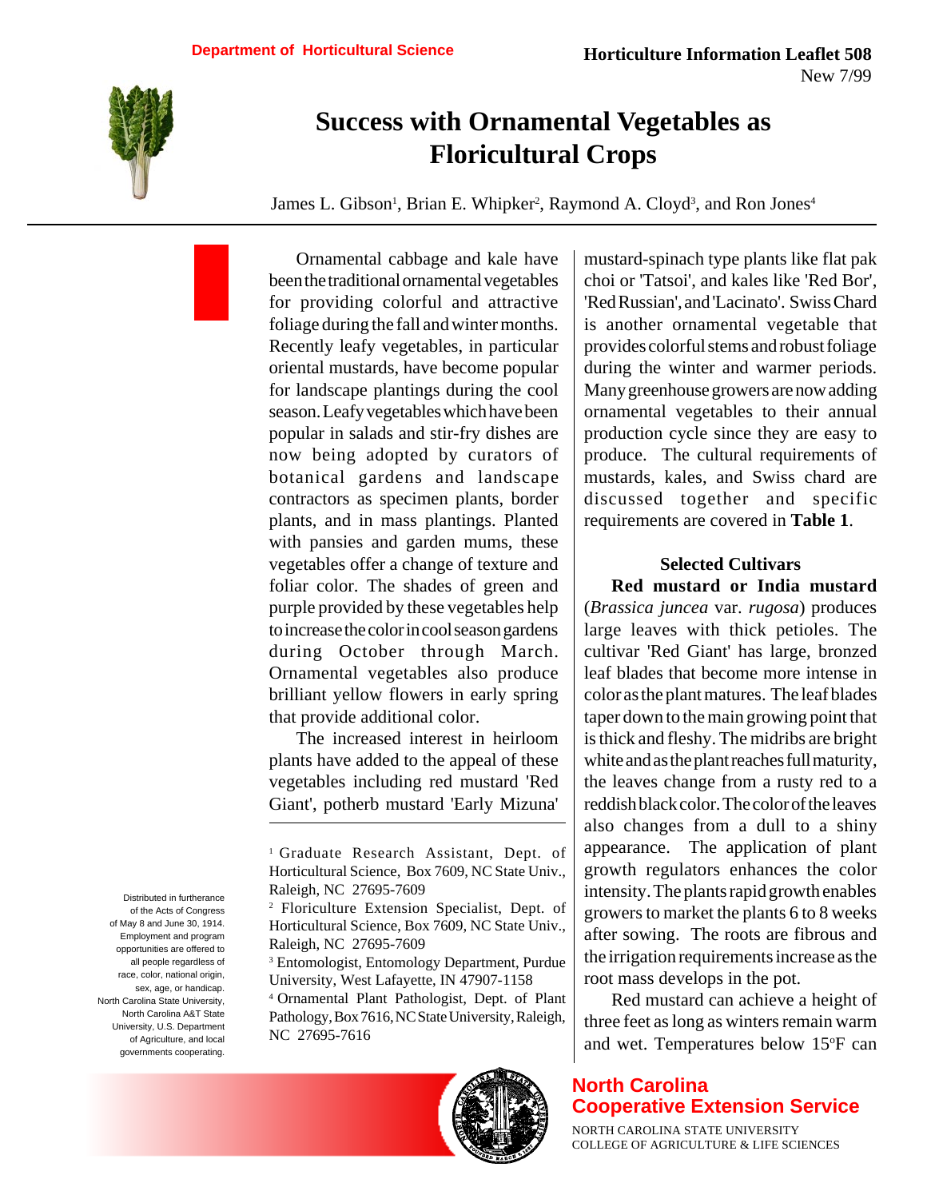Department of Horticultural Science

Horticulture Information Leaflet 508
New 7/99

# Success with Ornamental Vegetables as Floricultural Crops

James L. Gibson[1], Brian E. Whipker[2], Raymond A. Cloyd[3], and Ron Jones[4]

Ornamental cabbage and kale have been the traditional ornamental vegetables for providing colorful and attractive foliage during the fall and winter months. Recently leafy vegetables, in particular oriental mustards, have become popular for landscape plantings during the cool season. Leafy vegetables which have been popular in salads and stir-fry dishes are now being adopted by curators of botanical gardens and landscape contractors as specimen plants, border plants, and in mass plantings. Planted with pansies and garden mums, these vegetables offer a change of texture and foliar color. The shades of green and purple provided by these vegetables help to increase the color in cool season gardens during October through March. Ornamental vegetables also produce brilliant yellow flowers in early spring that provide additional color.

The increased interest in heirloom plants have added to the appeal of these vegetables including red mustard 'Red Giant', potherb mustard 'Early Mizuna' mustard-spinach type plants like flat pak choi or 'Tatsoi', and kales like 'Red Bor', 'Red Russian', and 'Lacinato'. Swiss Chard is another ornamental vegetable that provides colorful stems and robust foliage during the winter and warmer periods. Many greenhouse growers are now adding ornamental vegetables to their annual production cycle since they are easy to produce. The cultural requirements of mustards, kales, and Swiss chard are discussed together and specific requirements are covered in **Table 1**.

## Selected Cultivars

**Red mustard or India mustard** (*Brassica juncea* var. *rugosa*) produces large leaves with thick petioles. The cultivar 'Red Giant' has large, bronzed leaf blades that become more intense in color as the plant matures. The leaf blades taper down to the main growing point that is thick and fleshy. The midribs are bright white and as the plant reaches full maturity, the leaves change from a rusty red to a reddish black color. The color of the leaves also changes from a dull to a shiny appearance. The application of plant growth regulators enhances the color intensity. The plants rapid growth enables growers to market the plants 6 to 8 weeks after sowing. The roots are fibrous and the irrigation requirements increase as the root mass develops in the pot.

Red mustard can achieve a height of three feet as long as winters remain warm and wet. Temperatures below 15°F can

---

[1] Graduate Research Assistant, Dept. of Horticultural Science, Box 7609, NC State Univ., Raleigh, NC 27695-7609

[2] Floriculture Extension Specialist, Dept. of Horticultural Science, Box 7609, NC State Univ., Raleigh, NC 27695-7609

[3] Entomologist, Entomology Department, Purdue University, West Lafayette, IN 47907-1158

[4] Ornamental Plant Pathologist, Dept. of Plant Pathology, Box 7616, NC State University, Raleigh, NC 27695-7616

Distributed in furtherance of the Acts of Congress of May 8 and June 30, 1914. Employment and program opportunities are offered to all people regardless of race, color, national origin, sex, age, or handicap. North Carolina State University, North Carolina A&T State University, U.S. Department of Agriculture, and local governments cooperating.

North Carolina Cooperative Extension Service
NORTH CAROLINA STATE UNIVERSITY
COLLEGE OF AGRICULTURE & LIFE SCIENCES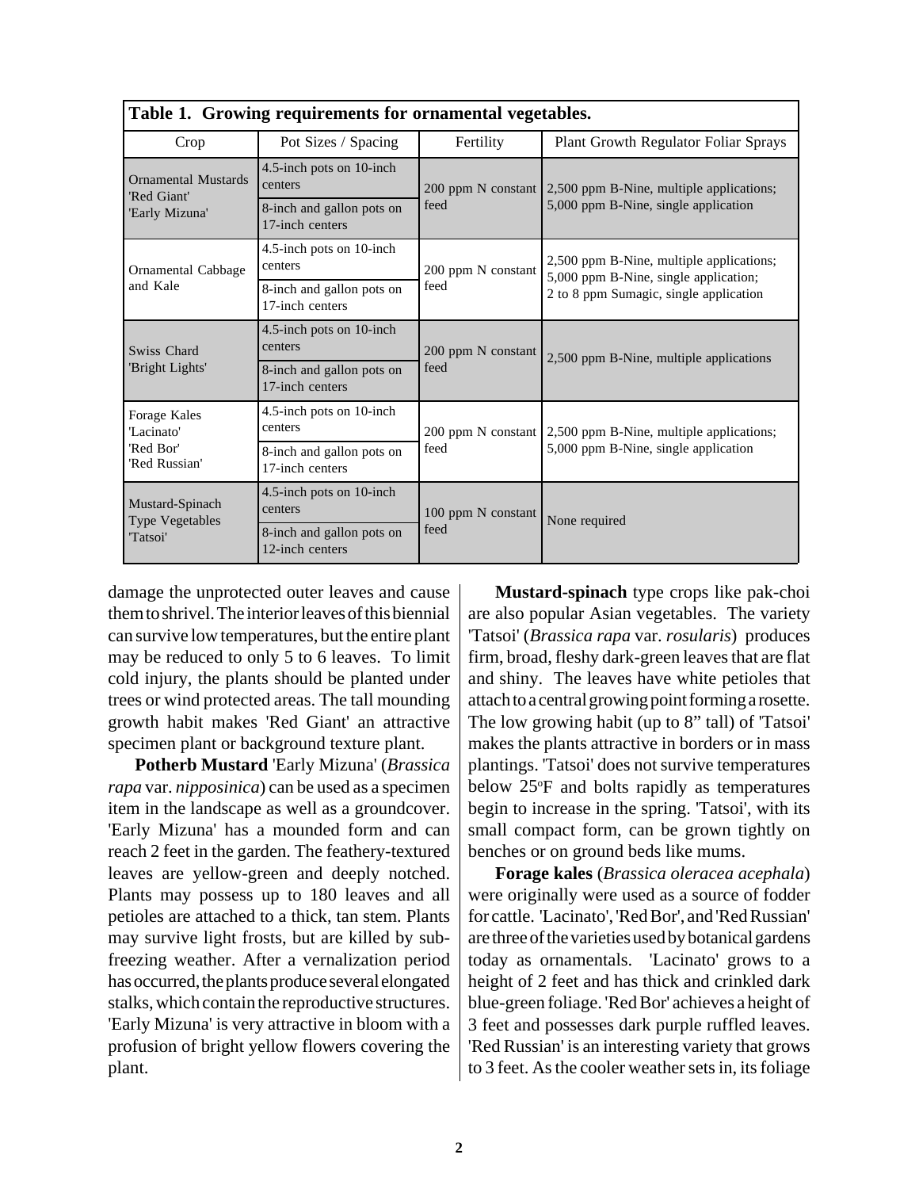**Table 1. Growing requirements for ornamental vegetables.**

| Crop | Pot Sizes / Spacing | Fertility | Plant Growth Regulator Foliar Sprays |
|---|---|---|---|
| Ornamental Mustards 'Red Giant' 'Early Mizuna' | 4.5-inch pots on 10-inch centers | 200 ppm N constant feed | 2,500 ppm B-Nine, multiple applications; 5,000 ppm B-Nine, single application |
| | 8-inch and gallon pots on 17-inch centers | | |
| Ornamental Cabbage and Kale | 4.5-inch pots on 10-inch centers | 200 ppm N constant feed | 2,500 ppm B-Nine, multiple applications; 5,000 ppm B-Nine, single application; 2 to 8 ppm Sumagic, single application |
| | 8-inch and gallon pots on 17-inch centers | | |
| Swiss Chard 'Bright Lights' | 4.5-inch pots on 10-inch centers | 200 ppm N constant feed | 2,500 ppm B-Nine, multiple applications |
| | 8-inch and gallon pots on 17-inch centers | | |
| Forage Kales 'Lacinato' 'Red Bor' 'Red Russian' | 4.5-inch pots on 10-inch centers | 200 ppm N constant feed | 2,500 ppm B-Nine, multiple applications; 5,000 ppm B-Nine, single application |
| | 8-inch and gallon pots on 17-inch centers | | |
| Mustard-Spinach Type Vegetables 'Tatsoi' | 4.5-inch pots on 10-inch centers | 100 ppm N constant feed | None required |
| | 8-inch and gallon pots on 12-inch centers | | |

damage the unprotected outer leaves and cause them to shrivel. The interior leaves of this biennial can survive low temperatures, but the entire plant may be reduced to only 5 to 6 leaves. To limit cold injury, the plants should be planted under trees or wind protected areas. The tall mounding growth habit makes 'Red Giant' an attractive specimen plant or background texture plant.

**Potherb Mustard** 'Early Mizuna' (*Brassica rapa* var. *nipposinica*) can be used as a specimen item in the landscape as well as a groundcover. 'Early Mizuna' has a mounded form and can reach 2 feet in the garden. The feathery-textured leaves are yellow-green and deeply notched. Plants may possess up to 180 leaves and all petioles are attached to a thick, tan stem. Plants may survive light frosts, but are killed by sub-freezing weather. After a vernalization period has occurred, the plants produce several elongated stalks, which contain the reproductive structures. 'Early Mizuna' is very attractive in bloom with a profusion of bright yellow flowers covering the plant.

**Mustard-spinach** type crops like pak-choi are also popular Asian vegetables. The variety 'Tatsoi' (*Brassica rapa* var. *rosularis*) produces firm, broad, fleshy dark-green leaves that are flat and shiny. The leaves have white petioles that attach to a central growing point forming a rosette. The low growing habit (up to 8" tall) of 'Tatsoi' makes the plants attractive in borders or in mass plantings. 'Tatsoi' does not survive temperatures below 25°F and bolts rapidly as temperatures begin to increase in the spring. 'Tatsoi', with its small compact form, can be grown tightly on benches or on ground beds like mums.

**Forage kales** (*Brassica oleracea acephala*) were originally were used as a source of fodder for cattle. 'Lacinato', 'Red Bor', and 'Red Russian' are three of the varieties used by botanical gardens today as ornamentals. 'Lacinato' grows to a height of 2 feet and has thick and crinkled dark blue-green foliage. 'Red Bor' achieves a height of 3 feet and possesses dark purple ruffled leaves. 'Red Russian' is an interesting variety that grows to 3 feet. As the cooler weather sets in, its foliage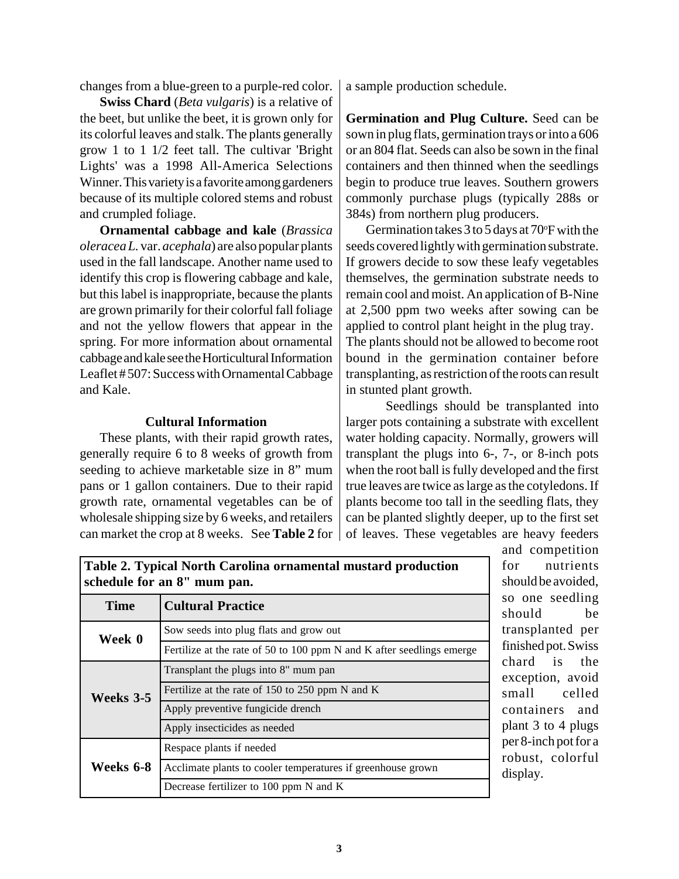changes from a blue-green to a purple-red color.

**Swiss Chard** (*Beta vulgaris*) is a relative of the beet, but unlike the beet, it is grown only for its colorful leaves and stalk. The plants generally grow 1 to 1 1/2 feet tall. The cultivar 'Bright Lights' was a 1998 All-America Selections Winner. This variety is a favorite among gardeners because of its multiple colored stems and robust and crumpled foliage.

**Ornamental cabbage and kale** (*Brassica oleracea L.* var. *acephala*) are also popular plants used in the fall landscape. Another name used to identify this crop is flowering cabbage and kale, but this label is inappropriate, because the plants are grown primarily for their colorful fall foliage and not the yellow flowers that appear in the spring. For more information about ornamental cabbage and kale see the Horticultural Information Leaflet # 507: Success with Ornamental Cabbage and Kale.

### Cultural Information

These plants, with their rapid growth rates, generally require 6 to 8 weeks of growth from seeding to achieve marketable size in 8" mum pans or 1 gallon containers. Due to their rapid growth rate, ornamental vegetables can be of wholesale shipping size by 6 weeks, and retailers can market the crop at 8 weeks. See **Table 2** for a sample production schedule.

**Table 2. Typical North Carolina ornamental mustard production schedule for an 8" mum pan.**

| Time | Cultural Practice |
|---|---|
| Week 0 | Sow seeds into plug flats and grow out |
| | Fertilize at the rate of 50 to 100 ppm N and K after seedlings emerge |
| Weeks 3-5 | Transplant the plugs into 8" mum pan |
| | Fertilize at the rate of 150 to 250 ppm N and K |
| | Apply preventive fungicide drench |
| | Apply insecticides as needed |
| Weeks 6-8 | Respace plants if needed |
| | Acclimate plants to cooler temperatures if greenhouse grown |
| | Decrease fertilizer to 100 ppm N and K |

**Germination and Plug Culture.** Seed can be sown in plug flats, germination trays or into a 606 or an 804 flat. Seeds can also be sown in the final containers and then thinned when the seedlings begin to produce true leaves. Southern growers commonly purchase plugs (typically 288s or 384s) from northern plug producers.

Germination takes 3 to 5 days at 70°F with the seeds covered lightly with germination substrate. If growers decide to sow these leafy vegetables themselves, the germination substrate needs to remain cool and moist. An application of B-Nine at 2,500 ppm two weeks after sowing can be applied to control plant height in the plug tray. The plants should not be allowed to become root bound in the germination container before transplanting, as restriction of the roots can result in stunted plant growth.

Seedlings should be transplanted into larger pots containing a substrate with excellent water holding capacity. Normally, growers will transplant the plugs into 6-, 7-, or 8-inch pots when the root ball is fully developed and the first true leaves are twice as large as the cotyledons. If plants become too tall in the seedling flats, they can be planted slightly deeper, up to the first set of leaves. These vegetables are heavy feeders and competition for nutrients should be avoided, so one seedling should be transplanted per finished pot. Swiss chard is the exception, avoid small celled containers and plant 3 to 4 plugs per 8-inch pot for a robust, colorful display.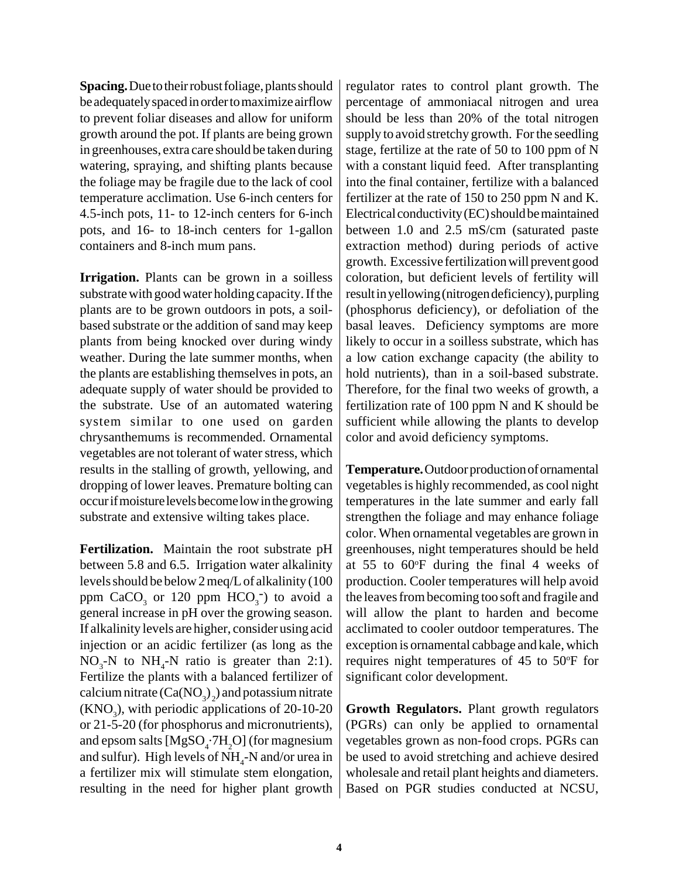**Spacing.** Due to their robust foliage, plants should be adequately spaced in order to maximize airflow to prevent foliar diseases and allow for uniform growth around the pot. If plants are being grown in greenhouses, extra care should be taken during watering, spraying, and shifting plants because the foliage may be fragile due to the lack of cool temperature acclimation. Use 6-inch centers for 4.5-inch pots, 11- to 12-inch centers for 6-inch pots, and 16- to 18-inch centers for 1-gallon containers and 8-inch mum pans.

**Irrigation.** Plants can be grown in a soilless substrate with good water holding capacity. If the plants are to be grown outdoors in pots, a soil-based substrate or the addition of sand may keep plants from being knocked over during windy weather. During the late summer months, when the plants are establishing themselves in pots, an adequate supply of water should be provided to the substrate. Use of an automated watering system similar to one used on garden chrysanthemums is recommended. Ornamental vegetables are not tolerant of water stress, which results in the stalling of growth, yellowing, and dropping of lower leaves. Premature bolting can occur if moisture levels become low in the growing substrate and extensive wilting takes place.

**Fertilization.** Maintain the root substrate pH between 5.8 and 6.5. Irrigation water alkalinity levels should be below 2 meq/L of alkalinity (100 ppm $CaCO_3$ or 120 ppm $HCO_3^-$) to avoid a general increase in pH over the growing season. If alkalinity levels are higher, consider using acid injection or an acidic fertilizer (as long as the $NO_3$-N to $NH_4$-N ratio is greater than 2:1). Fertilize the plants with a balanced fertilizer of calcium nitrate ($Ca(NO_3)_2$) and potassium nitrate ($KNO_3$), with periodic applications of 20-10-20 or 21-5-20 (for phosphorus and micronutrients), and epsom salts [$MgSO_4 \cdot 7H_2O$] (for magnesium and sulfur). High levels of $NH_4$-N and/or urea in a fertilizer mix will stimulate stem elongation, resulting in the need for higher plant growth regulator rates to control plant growth. The percentage of ammoniacal nitrogen and urea should be less than 20% of the total nitrogen supply to avoid stretchy growth. For the seedling stage, fertilize at the rate of 50 to 100 ppm of N with a constant liquid feed. After transplanting into the final container, fertilize with a balanced fertilizer at the rate of 150 to 250 ppm N and K. Electrical conductivity (EC) should be maintained between 1.0 and 2.5 mS/cm (saturated paste extraction method) during periods of active growth. Excessive fertilization will prevent good coloration, but deficient levels of fertility will result in yellowing (nitrogen deficiency), purpling (phosphorus deficiency), or defoliation of the basal leaves. Deficiency symptoms are more likely to occur in a soilless substrate, which has a low cation exchange capacity (the ability to hold nutrients), than in a soil-based substrate. Therefore, for the final two weeks of growth, a fertilization rate of 100 ppm N and K should be sufficient while allowing the plants to develop color and avoid deficiency symptoms.

**Temperature.** Outdoor production of ornamental vegetables is highly recommended, as cool night temperatures in the late summer and early fall strengthen the foliage and may enhance foliage color. When ornamental vegetables are grown in greenhouses, night temperatures should be held at 55 to 60°F during the final 4 weeks of production. Cooler temperatures will help avoid the leaves from becoming too soft and fragile and will allow the plant to harden and become acclimated to cooler outdoor temperatures. The exception is ornamental cabbage and kale, which requires night temperatures of 45 to 50°F for significant color development.

**Growth Regulators.** Plant growth regulators (PGRs) can only be applied to ornamental vegetables grown as non-food crops. PGRs can be used to avoid stretching and achieve desired wholesale and retail plant heights and diameters. Based on PGR studies conducted at NCSU,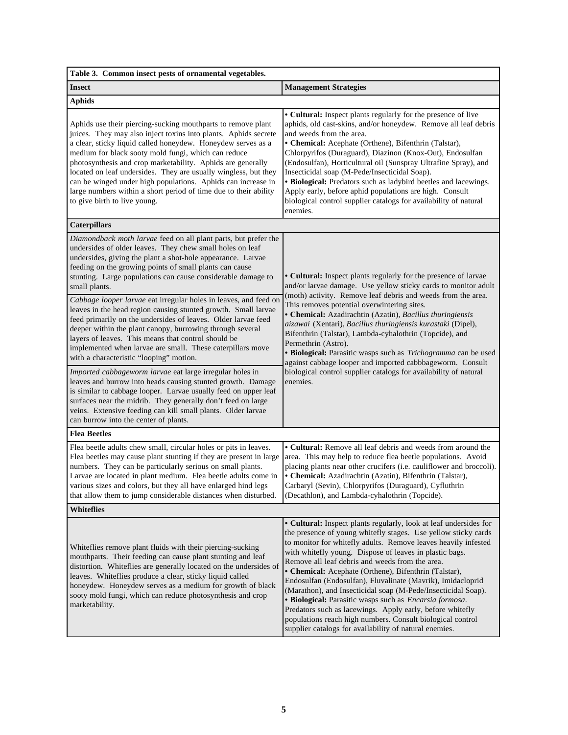**Table 3. Common insect pests of ornamental vegetables.**

| Insect | Management Strategies |
|---|---|
| **Aphids** | |
| Aphids use their piercing-sucking mouthparts to remove plant juices. They may also inject toxins into plants. Aphids secrete a clear, sticky liquid called honeydew. Honeydew serves as a medium for black sooty mold fungi, which can reduce photosynthesis and crop marketability. Aphids are generally located on leaf undersides. They are usually wingless, but they can be winged under high populations. Aphids can increase in large numbers within a short period of time due to their ability to give birth to live young. | • **Cultural:** Inspect plants regularly for the presence of live aphids, old cast-skins, and/or honeydew. Remove all leaf debris and weeds from the area. <br>• **Chemical:** Acephate (Orthene), Bifenthrin (Talstar), Chlorpyrifos (Duraguard), Diazinon (Knox-Out), Endosulfan (Endosulfan), Horticultural oil (Sunspray Ultrafine Spray), and Insecticidal soap (M-Pede/Insecticidal Soap). <br>• **Biological:** Predators such as ladybird beetles and lacewings. Apply early, before aphid populations are high. Consult biological control supplier catalogs for availability of natural enemies. |
| **Caterpillars** | |
| *Diamondback moth larvae* feed on all plant parts, but prefer the undersides of older leaves. They chew small holes on leaf undersides, giving the plant a shot-hole appearance. Larvae feeding on the growing points of small plants can cause stunting. Large populations can cause considerable damage to small plants. <br><br>*Cabbage looper larvae* eat irregular holes in leaves, and feed on leaves in the head region causing stunted growth. Small larvae feed primarily on the undersides of leaves. Older larvae feed deeper within the plant canopy, burrowing through several layers of leaves. This means that control should be implemented when larvae are small. These caterpillars move with a characteristic "looping" motion. <br><br>*Imported cabbageworm larvae* eat large irregular holes in leaves and burrow into heads causing stunted growth. Damage is similar to cabbage looper. Larvae usually feed on upper leaf surfaces near the midrib. They generally don't feed on large veins. Extensive feeding can kill small plants. Older larvae can burrow into the center of plants. | • **Cultural:** Inspect plants regularly for the presence of larvae and/or larvae damage. Use yellow sticky cards to monitor adult (moth) activity. Remove leaf debris and weeds from the area. This removes potential overwintering sites. <br>• **Chemical:** Azadirachtin (Azatin), *Bacillus thuringiensis aizawai* (Xentari), *Bacillus thuringiensis kurastaki* (Dipel), Bifenthrin (Talstar), Lambda-cyhalothrin (Topcide), and Permethrin (Astro). <br>• **Biological:** Parasitic wasps such as *Trichogramma* can be used against cabbage looper and imported cabbbageworm. Consult biological control supplier catalogs for availability of natural enemies. |
| **Flea Beetles** | |
| Flea beetle adults chew small, circular holes or pits in leaves. Flea beetles may cause plant stunting if they are present in large numbers. They can be particularly serious on small plants. Larvae are located in plant medium. Flea beetle adults come in various sizes and colors, but they all have enlarged hind legs that allow them to jump considerable distances when disturbed. | • **Cultural:** Remove all leaf debris and weeds from around the area. This may help to reduce flea beetle populations. Avoid placing plants near other crucifers (i.e. cauliflower and broccoli). <br>• **Chemical:** Azadirachtin (Azatin), Bifenthrin (Talstar), Carbaryl (Sevin), Chlorpyrifos (Duraguard), Cyfluthrin (Decathlon), and Lambda-cyhalothrin (Topcide). |
| **Whiteflies** | |
| Whiteflies remove plant fluids with their piercing-sucking mouthparts. Their feeding can cause plant stunting and leaf distortion. Whiteflies are generally located on the undersides of leaves. Whiteflies produce a clear, sticky liquid called honeydew. Honeydew serves as a medium for growth of black sooty mold fungi, which can reduce photosynthesis and crop marketability. | • **Cultural:** Inspect plants regularly, look at leaf undersides for the presence of young whitefly stages. Use yellow sticky cards to monitor for whitefly adults. Remove leaves heavily infested with whitefly young. Dispose of leaves in plastic bags. Remove all leaf debris and weeds from the area. <br>• **Chemical:** Acephate (Orthene), Bifenthrin (Talstar), Endosulfan (Endosulfan), Fluvalinate (Mavrik), Imidacloprid (Marathon), and Insecticidal soap (M-Pede/Insecticidal Soap). <br>• **Biological:** Parasitic wasps such as *Encarsia formosa*. Predators such as lacewings. Apply early, before whitefly populations reach high numbers. Consult biological control supplier catalogs for availability of natural enemies. |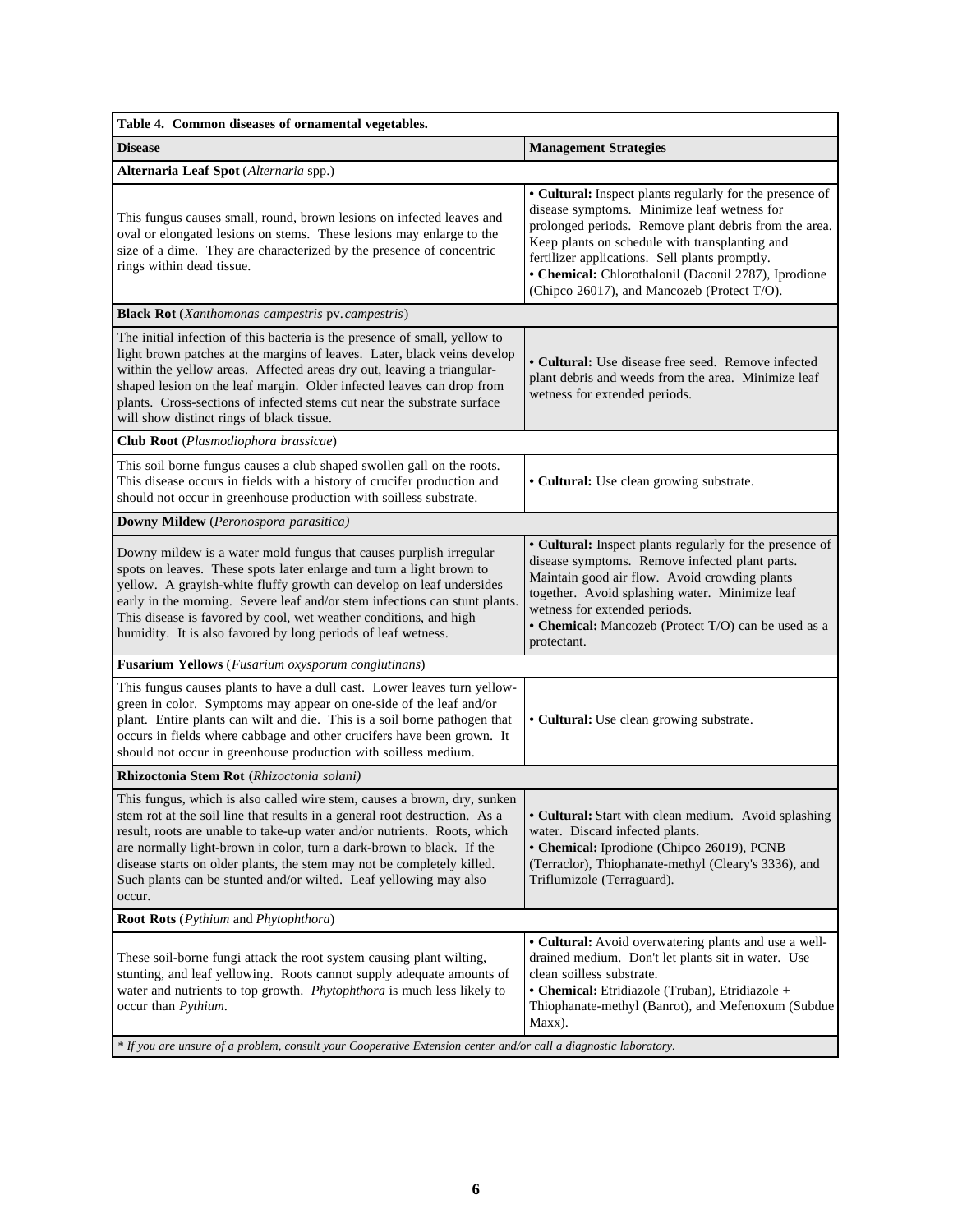**Table 4. Common diseases of ornamental vegetables.**

| Disease | Management Strategies |
|---|---|
| **Alternaria Leaf Spot** (*Alternaria* spp.) | |
| This fungus causes small, round, brown lesions on infected leaves and oval or elongated lesions on stems. These lesions may enlarge to the size of a dime. They are characterized by the presence of concentric rings within dead tissue. | • **Cultural:** Inspect plants regularly for the presence of disease symptoms. Minimize leaf wetness for prolonged periods. Remove plant debris from the area. Keep plants on schedule with transplanting and fertilizer applications. Sell plants promptly.<br>• **Chemical:** Chlorothalonil (Daconil 2787), Iprodione (Chipco 26017), and Mancozeb (Protect T/O). |
| **Black Rot** (*Xanthomonas campestris* pv. *campestris*) | |
| The initial infection of this bacteria is the presence of small, yellow to light brown patches at the margins of leaves. Later, black veins develop within the yellow areas. Affected areas dry out, leaving a triangular-shaped lesion on the leaf margin. Older infected leaves can drop from plants. Cross-sections of infected stems cut near the substrate surface will show distinct rings of black tissue. | • **Cultural:** Use disease free seed. Remove infected plant debris and weeds from the area. Minimize leaf wetness for extended periods. |
| **Club Root** (*Plasmodiophora brassicae*) | |
| This soil borne fungus causes a club shaped swollen gall on the roots. This disease occurs in fields with a history of crucifer production and should not occur in greenhouse production with soilless substrate. | • **Cultural:** Use clean growing substrate. |
| **Downy Mildew** (*Peronospora parasitica)* | |
| Downy mildew is a water mold fungus that causes purplish irregular spots on leaves. These spots later enlarge and turn a light brown to yellow. A grayish-white fluffy growth can develop on leaf undersides early in the morning. Severe leaf and/or stem infections can stunt plants. This disease is favored by cool, wet weather conditions, and high humidity. It is also favored by long periods of leaf wetness. | • **Cultural:** Inspect plants regularly for the presence of disease symptoms. Remove infected plant parts. Maintain good air flow. Avoid crowding plants together. Avoid splashing water. Minimize leaf wetness for extended periods.<br>• **Chemical:** Mancozeb (Protect T/O) can be used as a protectant. |
| **Fusarium Yellows** (*Fusarium oxysporum conglutinans*) | |
| This fungus causes plants to have a dull cast. Lower leaves turn yellow-green in color. Symptoms may appear on one-side of the leaf and/or plant. Entire plants can wilt and die. This is a soil borne pathogen that occurs in fields where cabbage and other crucifers have been grown. It should not occur in greenhouse production with soilless medium. | • **Cultural:** Use clean growing substrate. |
| **Rhizoctonia Stem Rot** (*Rhizoctonia solani)* | |
| This fungus, which is also called wire stem, causes a brown, dry, sunken stem rot at the soil line that results in a general root destruction. As a result, roots are unable to take-up water and/or nutrients. Roots, which are normally light-brown in color, turn a dark-brown to black. If the disease starts on older plants, the stem may not be completely killed. Such plants can be stunted and/or wilted. Leaf yellowing may also occur. | • **Cultural:** Start with clean medium. Avoid splashing water. Discard infected plants.<br>• **Chemical:** Iprodione (Chipco 26019), PCNB (Terraclor), Thiophanate-methyl (Cleary's 3336), and Triflumizole (Terraguard). |
| **Root Rots** (*Pythium* and *Phytophthora*) | |
| These soil-borne fungi attack the root system causing plant wilting, stunting, and leaf yellowing. Roots cannot supply adequate amounts of water and nutrients to top growth. *Phytophthora* is much less likely to occur than *Pythium*. | • **Cultural:** Avoid overwatering plants and use a well-drained medium. Don't let plants sit in water. Use clean soilless substrate.<br>• **Chemical:** Etridiazole (Truban), Etridiazole + Thiophanate-methyl (Banrot), and Mefenoxum (Subdue Maxx). |

*\* If you are unsure of a problem, consult your Cooperative Extension center and/or call a diagnostic laboratory.*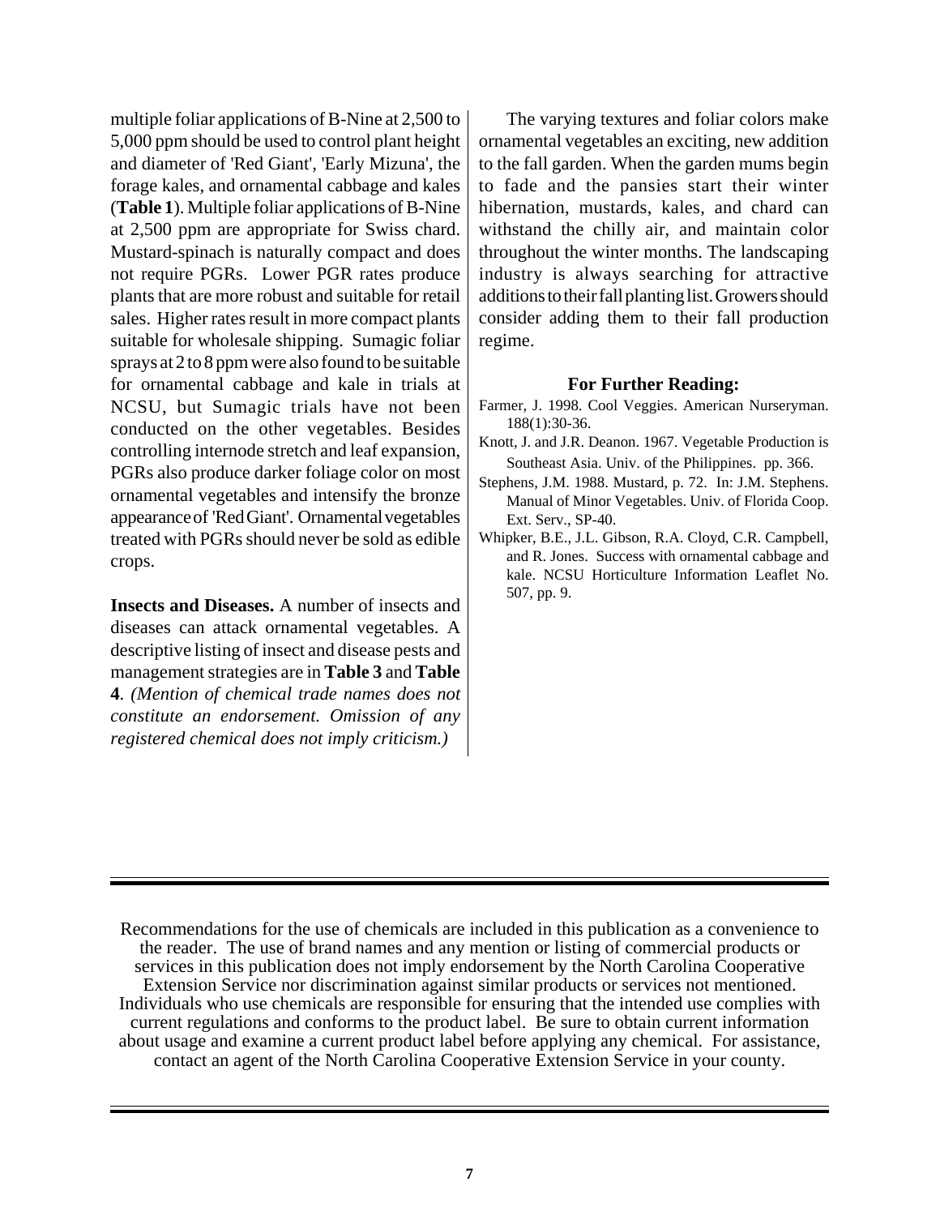multiple foliar applications of B-Nine at 2,500 to 5,000 ppm should be used to control plant height and diameter of 'Red Giant', 'Early Mizuna', the forage kales, and ornamental cabbage and kales (**Table 1**). Multiple foliar applications of B-Nine at 2,500 ppm are appropriate for Swiss chard. Mustard-spinach is naturally compact and does not require PGRs. Lower PGR rates produce plants that are more robust and suitable for retail sales. Higher rates result in more compact plants suitable for wholesale shipping. Sumagic foliar sprays at 2 to 8 ppm were also found to be suitable for ornamental cabbage and kale in trials at NCSU, but Sumagic trials have not been conducted on the other vegetables. Besides controlling internode stretch and leaf expansion, PGRs also produce darker foliage color on most ornamental vegetables and intensify the bronze appearance of 'Red Giant'. Ornamental vegetables treated with PGRs should never be sold as edible crops.

**Insects and Diseases.** A number of insects and diseases can attack ornamental vegetables. A descriptive listing of insect and disease pests and management strategies are in **Table 3** and **Table 4**. *(Mention of chemical trade names does not constitute an endorsement. Omission of any registered chemical does not imply criticism.)*

The varying textures and foliar colors make ornamental vegetables an exciting, new addition to the fall garden. When the garden mums begin to fade and the pansies start their winter hibernation, mustards, kales, and chard can withstand the chilly air, and maintain color throughout the winter months. The landscaping industry is always searching for attractive additions to their fall planting list. Growers should consider adding them to their fall production regime.

### For Further Reading:

Farmer, J. 1998. Cool Veggies. American Nurseryman. 188(1):30-36.

Knott, J. and J.R. Deanon. 1967. Vegetable Production is Southeast Asia. Univ. of the Philippines. pp. 366.

Stephens, J.M. 1988. Mustard, p. 72. In: J.M. Stephens. Manual of Minor Vegetables. Univ. of Florida Coop. Ext. Serv., SP-40.

Whipker, B.E., J.L. Gibson, R.A. Cloyd, C.R. Campbell, and R. Jones. Success with ornamental cabbage and kale. NCSU Horticulture Information Leaflet No. 507, pp. 9.

---

Recommendations for the use of chemicals are included in this publication as a convenience to the reader. The use of brand names and any mention or listing of commercial products or services in this publication does not imply endorsement by the North Carolina Cooperative Extension Service nor discrimination against similar products or services not mentioned. Individuals who use chemicals are responsible for ensuring that the intended use complies with current regulations and conforms to the product label. Be sure to obtain current information about usage and examine a current product label before applying any chemical. For assistance, contact an agent of the North Carolina Cooperative Extension Service in your county.

---